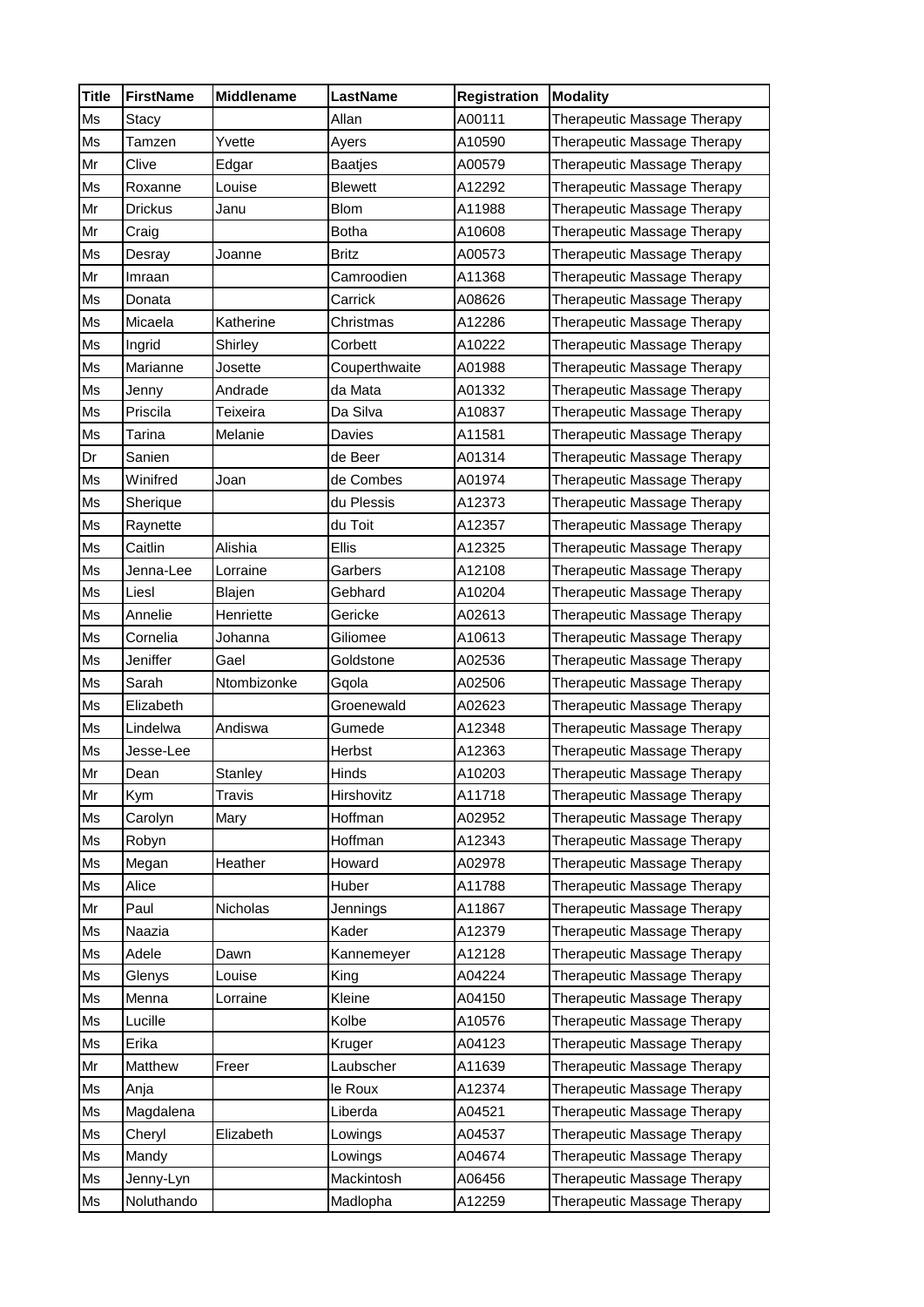| Title | FirstName | Middlename | LastName | Registration | Modality |
|---|---|---|---|---|---|
| Ms | Stacy | | Allan | A00111 | Therapeutic Massage Therapy |
| Ms | Tamzen | Yvette | Ayers | A10590 | Therapeutic Massage Therapy |
| Mr | Clive | Edgar | Baatjes | A00579 | Therapeutic Massage Therapy |
| Ms | Roxanne | Louise | Blewett | A12292 | Therapeutic Massage Therapy |
| Mr | Drickus | Janu | Blom | A11988 | Therapeutic Massage Therapy |
| Mr | Craig | | Botha | A10608 | Therapeutic Massage Therapy |
| Ms | Desray | Joanne | Britz | A00573 | Therapeutic Massage Therapy |
| Mr | Imraan | | Camroodien | A11368 | Therapeutic Massage Therapy |
| Ms | Donata | | Carrick | A08626 | Therapeutic Massage Therapy |
| Ms | Micaela | Katherine | Christmas | A12286 | Therapeutic Massage Therapy |
| Ms | Ingrid | Shirley | Corbett | A10222 | Therapeutic Massage Therapy |
| Ms | Marianne | Josette | Couperthwaite | A01988 | Therapeutic Massage Therapy |
| Ms | Jenny | Andrade | da Mata | A01332 | Therapeutic Massage Therapy |
| Ms | Priscila | Teixeira | Da Silva | A10837 | Therapeutic Massage Therapy |
| Ms | Tarina | Melanie | Davies | A11581 | Therapeutic Massage Therapy |
| Dr | Sanien | | de Beer | A01314 | Therapeutic Massage Therapy |
| Ms | Winifred | Joan | de Combes | A01974 | Therapeutic Massage Therapy |
| Ms | Sherique | | du Plessis | A12373 | Therapeutic Massage Therapy |
| Ms | Raynette | | du Toit | A12357 | Therapeutic Massage Therapy |
| Ms | Caitlin | Alishia | Ellis | A12325 | Therapeutic Massage Therapy |
| Ms | Jenna-Lee | Lorraine | Garbers | A12108 | Therapeutic Massage Therapy |
| Ms | Liesl | Blajen | Gebhard | A10204 | Therapeutic Massage Therapy |
| Ms | Annelie | Henriette | Gericke | A02613 | Therapeutic Massage Therapy |
| Ms | Cornelia | Johanna | Giliomee | A10613 | Therapeutic Massage Therapy |
| Ms | Jeniffer | Gael | Goldstone | A02536 | Therapeutic Massage Therapy |
| Ms | Sarah | Ntombizonke | Gqola | A02506 | Therapeutic Massage Therapy |
| Ms | Elizabeth | | Groenewald | A02623 | Therapeutic Massage Therapy |
| Ms | Lindelwa | Andiswa | Gumede | A12348 | Therapeutic Massage Therapy |
| Ms | Jesse-Lee | | Herbst | A12363 | Therapeutic Massage Therapy |
| Mr | Dean | Stanley | Hinds | A10203 | Therapeutic Massage Therapy |
| Mr | Kym | Travis | Hirshovitz | A11718 | Therapeutic Massage Therapy |
| Ms | Carolyn | Mary | Hoffman | A02952 | Therapeutic Massage Therapy |
| Ms | Robyn | | Hoffman | A12343 | Therapeutic Massage Therapy |
| Ms | Megan | Heather | Howard | A02978 | Therapeutic Massage Therapy |
| Ms | Alice | | Huber | A11788 | Therapeutic Massage Therapy |
| Mr | Paul | Nicholas | Jennings | A11867 | Therapeutic Massage Therapy |
| Ms | Naazia | | Kader | A12379 | Therapeutic Massage Therapy |
| Ms | Adele | Dawn | Kannemeyer | A12128 | Therapeutic Massage Therapy |
| Ms | Glenys | Louise | King | A04224 | Therapeutic Massage Therapy |
| Ms | Menna | Lorraine | Kleine | A04150 | Therapeutic Massage Therapy |
| Ms | Lucille | | Kolbe | A10576 | Therapeutic Massage Therapy |
| Ms | Erika | | Kruger | A04123 | Therapeutic Massage Therapy |
| Mr | Matthew | Freer | Laubscher | A11639 | Therapeutic Massage Therapy |
| Ms | Anja | | le Roux | A12374 | Therapeutic Massage Therapy |
| Ms | Magdalena | | Liberda | A04521 | Therapeutic Massage Therapy |
| Ms | Cheryl | Elizabeth | Lowings | A04537 | Therapeutic Massage Therapy |
| Ms | Mandy | | Lowings | A04674 | Therapeutic Massage Therapy |
| Ms | Jenny-Lyn | | Mackintosh | A06456 | Therapeutic Massage Therapy |
| Ms | Noluthando | | Madlopha | A12259 | Therapeutic Massage Therapy |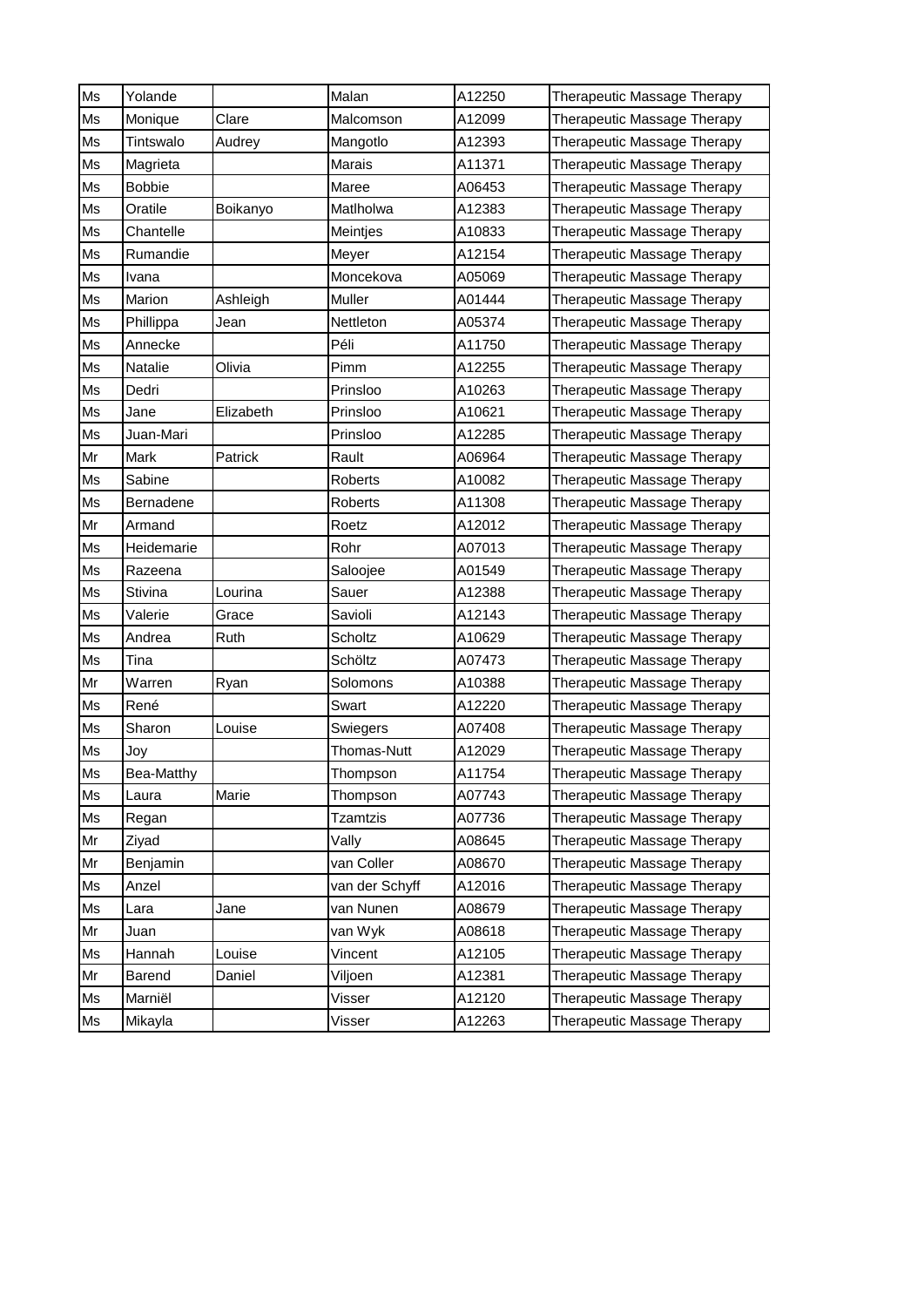| | | | | | |
|---|---|---|---|---|---|
| Ms | Yolande | | Malan | A12250 | Therapeutic Massage Therapy |
| Ms | Monique | Clare | Malcomson | A12099 | Therapeutic Massage Therapy |
| Ms | Tintswalo | Audrey | Mangotlo | A12393 | Therapeutic Massage Therapy |
| Ms | Magrieta | | Marais | A11371 | Therapeutic Massage Therapy |
| Ms | Bobbie | | Maree | A06453 | Therapeutic Massage Therapy |
| Ms | Oratile | Boikanyo | Matlholwa | A12383 | Therapeutic Massage Therapy |
| Ms | Chantelle | | Meintjes | A10833 | Therapeutic Massage Therapy |
| Ms | Rumandie | | Meyer | A12154 | Therapeutic Massage Therapy |
| Ms | Ivana | | Moncekova | A05069 | Therapeutic Massage Therapy |
| Ms | Marion | Ashleigh | Muller | A01444 | Therapeutic Massage Therapy |
| Ms | Phillippa | Jean | Nettleton | A05374 | Therapeutic Massage Therapy |
| Ms | Annecke | | Péli | A11750 | Therapeutic Massage Therapy |
| Ms | Natalie | Olivia | Pimm | A12255 | Therapeutic Massage Therapy |
| Ms | Dedri | | Prinsloo | A10263 | Therapeutic Massage Therapy |
| Ms | Jane | Elizabeth | Prinsloo | A10621 | Therapeutic Massage Therapy |
| Ms | Juan-Mari | | Prinsloo | A12285 | Therapeutic Massage Therapy |
| Mr | Mark | Patrick | Rault | A06964 | Therapeutic Massage Therapy |
| Ms | Sabine | | Roberts | A10082 | Therapeutic Massage Therapy |
| Ms | Bernadene | | Roberts | A11308 | Therapeutic Massage Therapy |
| Mr | Armand | | Roetz | A12012 | Therapeutic Massage Therapy |
| Ms | Heidemarie | | Rohr | A07013 | Therapeutic Massage Therapy |
| Ms | Razeena | | Saloojee | A01549 | Therapeutic Massage Therapy |
| Ms | Stivina | Lourina | Sauer | A12388 | Therapeutic Massage Therapy |
| Ms | Valerie | Grace | Savioli | A12143 | Therapeutic Massage Therapy |
| Ms | Andrea | Ruth | Scholtz | A10629 | Therapeutic Massage Therapy |
| Ms | Tina | | Schöltz | A07473 | Therapeutic Massage Therapy |
| Mr | Warren | Ryan | Solomons | A10388 | Therapeutic Massage Therapy |
| Ms | René | | Swart | A12220 | Therapeutic Massage Therapy |
| Ms | Sharon | Louise | Swiegers | A07408 | Therapeutic Massage Therapy |
| Ms | Joy | | Thomas-Nutt | A12029 | Therapeutic Massage Therapy |
| Ms | Bea-Matthy | | Thompson | A11754 | Therapeutic Massage Therapy |
| Ms | Laura | Marie | Thompson | A07743 | Therapeutic Massage Therapy |
| Ms | Regan | | Tzamtzis | A07736 | Therapeutic Massage Therapy |
| Mr | Ziyad | | Vally | A08645 | Therapeutic Massage Therapy |
| Mr | Benjamin | | van Coller | A08670 | Therapeutic Massage Therapy |
| Ms | Anzel | | van der Schyff | A12016 | Therapeutic Massage Therapy |
| Ms | Lara | Jane | van Nunen | A08679 | Therapeutic Massage Therapy |
| Mr | Juan | | van Wyk | A08618 | Therapeutic Massage Therapy |
| Ms | Hannah | Louise | Vincent | A12105 | Therapeutic Massage Therapy |
| Mr | Barend | Daniel | Viljoen | A12381 | Therapeutic Massage Therapy |
| Ms | Marniël | | Visser | A12120 | Therapeutic Massage Therapy |
| Ms | Mikayla | | Visser | A12263 | Therapeutic Massage Therapy |